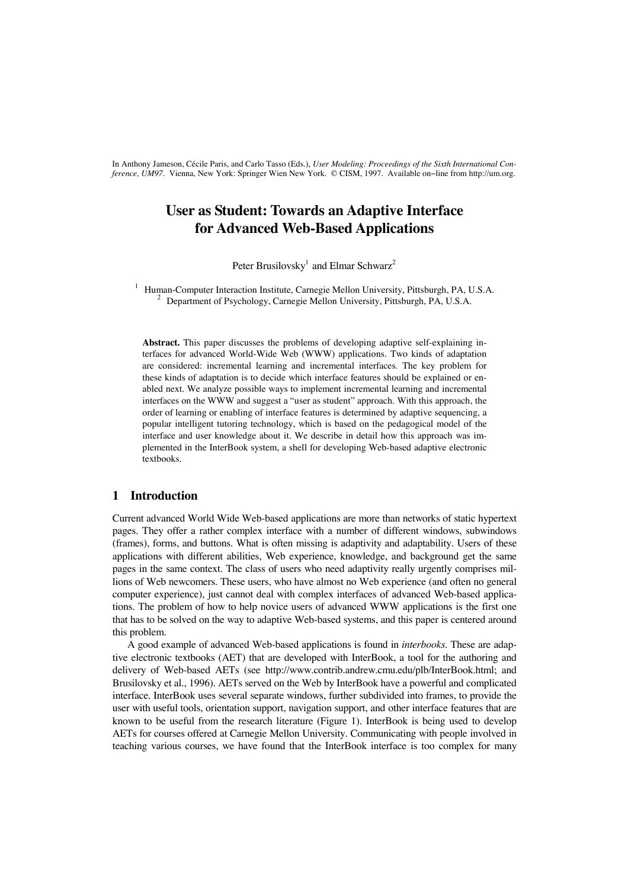In Anthony Jameson, Cécile Paris, and Carlo Tasso (Eds.), *User Modeling: Proceedings of the Sixth International Conference, UM97*. Vienna, New York: Springer Wien New York. © CISM, 1997. Available on−line from http://um.org.

# User as Student: Towards an Adaptive Interface for Advanced Web-Based Applications

Peter Brusilovsky[1] and Elmar Schwarz[2]

[1] Human-Computer Interaction Institute, Carnegie Mellon University, Pittsburgh, PA, U.S.A.
[2] Department of Psychology, Carnegie Mellon University, Pittsburgh, PA, U.S.A.

**Abstract.** This paper discusses the problems of developing adaptive self-explaining interfaces for advanced World-Wide Web (WWW) applications. Two kinds of adaptation are considered: incremental learning and incremental interfaces. The key problem for these kinds of adaptation is to decide which interface features should be explained or enabled next. We analyze possible ways to implement incremental learning and incremental interfaces on the WWW and suggest a "user as student" approach. With this approach, the order of learning or enabling of interface features is determined by adaptive sequencing, a popular intelligent tutoring technology, which is based on the pedagogical model of the interface and user knowledge about it. We describe in detail how this approach was implemented in the InterBook system, a shell for developing Web-based adaptive electronic textbooks.

## 1 Introduction

Current advanced World Wide Web-based applications are more than networks of static hypertext pages. They offer a rather complex interface with a number of different windows, subwindows (frames), forms, and buttons. What is often missing is adaptivity and adaptability. Users of these applications with different abilities, Web experience, knowledge, and background get the same pages in the same context. The class of users who need adaptivity really urgently comprises millions of Web newcomers. These users, who have almost no Web experience (and often no general computer experience), just cannot deal with complex interfaces of advanced Web-based applications. The problem of how to help novice users of advanced WWW applications is the first one that has to be solved on the way to adaptive Web-based systems, and this paper is centered around this problem.

A good example of advanced Web-based applications is found in *interbooks*. These are adaptive electronic textbooks (AET) that are developed with InterBook, a tool for the authoring and delivery of Web-based AETs (see http://www.contrib.andrew.cmu.edu/plb/InterBook.html; and Brusilovsky et al., 1996). AETs served on the Web by InterBook have a powerful and complicated interface. InterBook uses several separate windows, further subdivided into frames, to provide the user with useful tools, orientation support, navigation support, and other interface features that are known to be useful from the research literature (Figure 1). InterBook is being used to develop AETs for courses offered at Carnegie Mellon University. Communicating with people involved in teaching various courses, we have found that the InterBook interface is too complex for many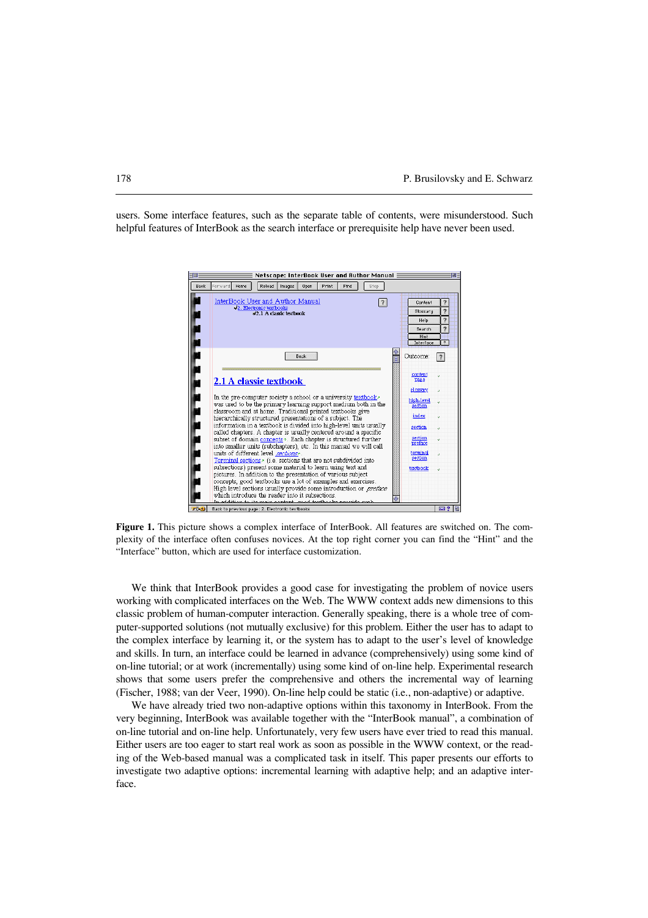users. Some interface features, such as the separate table of contents, were misunderstood. Such helpful features of InterBook as the search interface or prerequisite help have never been used.

**Figure 1.** This picture shows a complex interface of InterBook. All features are switched on. The complexity of the interface often confuses novices. At the top right corner you can find the "Hint" and the "Interface" button, which are used for interface customization.

We think that InterBook provides a good case for investigating the problem of novice users working with complicated interfaces on the Web. The WWW context adds new dimensions to this classic problem of human-computer interaction. Generally speaking, there is a whole tree of computer-supported solutions (not mutually exclusive) for this problem. Either the user has to adapt to the complex interface by learning it, or the system has to adapt to the user's level of knowledge and skills. In turn, an interface could be learned in advance (comprehensively) using some kind of on-line tutorial; or at work (incrementally) using some kind of on-line help. Experimental research shows that some users prefer the comprehensive and others the incremental way of learning (Fischer, 1988; van der Veer, 1990). On-line help could be static (i.e., non-adaptive) or adaptive.

We have already tried two non-adaptive options within this taxonomy in InterBook. From the very beginning, InterBook was available together with the "InterBook manual", a combination of on-line tutorial and on-line help. Unfortunately, very few users have ever tried to read this manual. Either users are too eager to start real work as soon as possible in the WWW context, or the reading of the Web-based manual was a complicated task in itself. This paper presents our efforts to investigate two adaptive options: incremental learning with adaptive help; and an adaptive interface.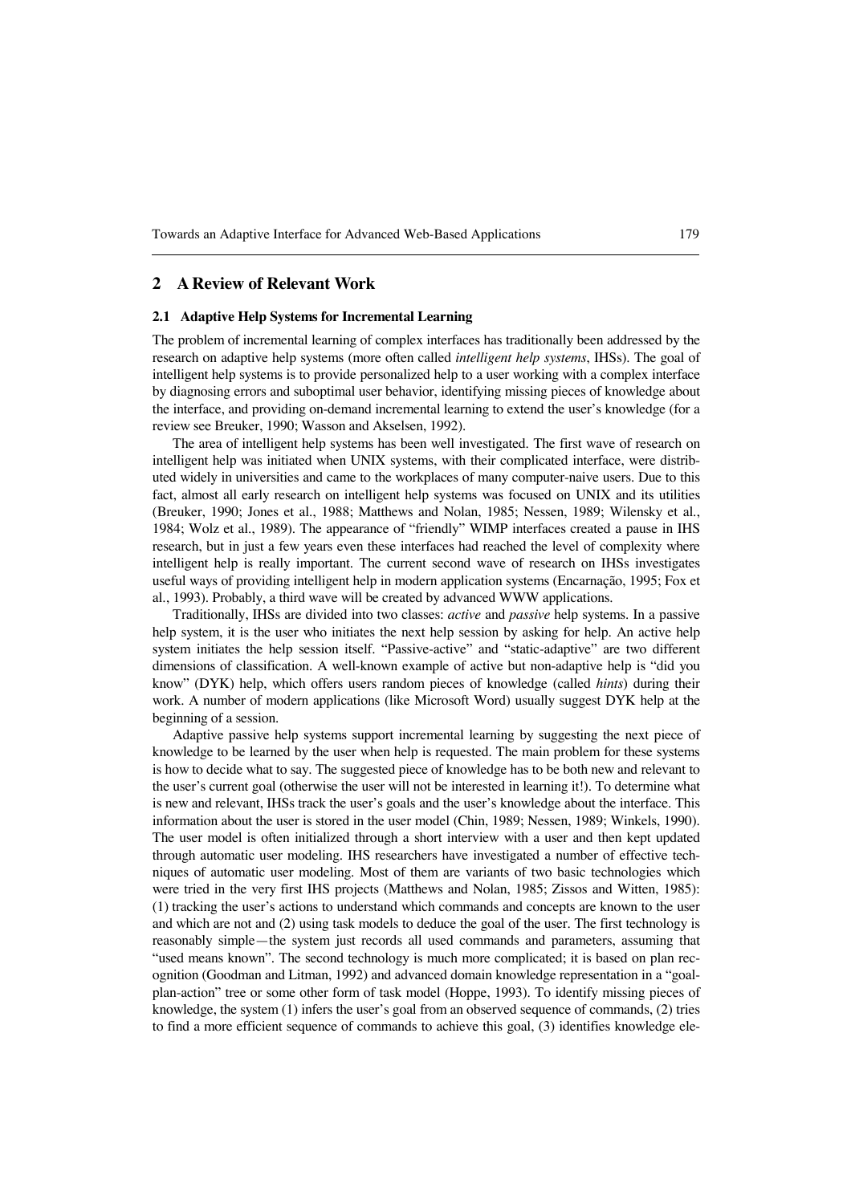## 2 A Review of Relevant Work

### 2.1 Adaptive Help Systems for Incremental Learning

The problem of incremental learning of complex interfaces has traditionally been addressed by the research on adaptive help systems (more often called *intelligent help systems*, IHSs). The goal of intelligent help systems is to provide personalized help to a user working with a complex interface by diagnosing errors and suboptimal user behavior, identifying missing pieces of knowledge about the interface, and providing on-demand incremental learning to extend the user's knowledge (for a review see Breuker, 1990; Wasson and Akselsen, 1992).

The area of intelligent help systems has been well investigated. The first wave of research on intelligent help was initiated when UNIX systems, with their complicated interface, were distributed widely in universities and came to the workplaces of many computer-naive users. Due to this fact, almost all early research on intelligent help systems was focused on UNIX and its utilities (Breuker, 1990; Jones et al., 1988; Matthews and Nolan, 1985; Nessen, 1989; Wilensky et al., 1984; Wolz et al., 1989). The appearance of "friendly" WIMP interfaces created a pause in IHS research, but in just a few years even these interfaces had reached the level of complexity where intelligent help is really important. The current second wave of research on IHSs investigates useful ways of providing intelligent help in modern application systems (Encarnação, 1995; Fox et al., 1993). Probably, a third wave will be created by advanced WWW applications.

Traditionally, IHSs are divided into two classes: *active* and *passive* help systems. In a passive help system, it is the user who initiates the next help session by asking for help. An active help system initiates the help session itself. "Passive-active" and "static-adaptive" are two different dimensions of classification. A well-known example of active but non-adaptive help is "did you know" (DYK) help, which offers users random pieces of knowledge (called *hints*) during their work. A number of modern applications (like Microsoft Word) usually suggest DYK help at the beginning of a session.

Adaptive passive help systems support incremental learning by suggesting the next piece of knowledge to be learned by the user when help is requested. The main problem for these systems is how to decide what to say. The suggested piece of knowledge has to be both new and relevant to the user's current goal (otherwise the user will not be interested in learning it!). To determine what is new and relevant, IHSs track the user's goals and the user's knowledge about the interface. This information about the user is stored in the user model (Chin, 1989; Nessen, 1989; Winkels, 1990). The user model is often initialized through a short interview with a user and then kept updated through automatic user modeling. IHS researchers have investigated a number of effective techniques of automatic user modeling. Most of them are variants of two basic technologies which were tried in the very first IHS projects (Matthews and Nolan, 1985; Zissos and Witten, 1985): (1) tracking the user's actions to understand which commands and concepts are known to the user and which are not and (2) using task models to deduce the goal of the user. The first technology is reasonably simple—the system just records all used commands and parameters, assuming that "used means known". The second technology is much more complicated; it is based on plan recognition (Goodman and Litman, 1992) and advanced domain knowledge representation in a "goal-plan-action" tree or some other form of task model (Hoppe, 1993). To identify missing pieces of knowledge, the system (1) infers the user's goal from an observed sequence of commands, (2) tries to find a more efficient sequence of commands to achieve this goal, (3) identifies knowledge ele-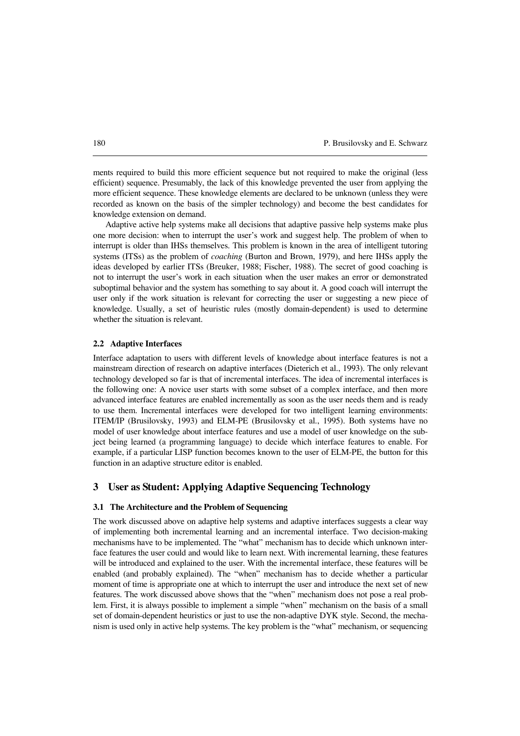ments required to build this more efficient sequence but not required to make the original (less efficient) sequence. Presumably, the lack of this knowledge prevented the user from applying the more efficient sequence. These knowledge elements are declared to be unknown (unless they were recorded as known on the basis of the simpler technology) and become the best candidates for knowledge extension on demand.

Adaptive active help systems make all decisions that adaptive passive help systems make plus one more decision: when to interrupt the user's work and suggest help. The problem of when to interrupt is older than IHSs themselves. This problem is known in the area of intelligent tutoring systems (ITSs) as the problem of *coaching* (Burton and Brown, 1979), and here IHSs apply the ideas developed by earlier ITSs (Breuker, 1988; Fischer, 1988). The secret of good coaching is not to interrupt the user's work in each situation when the user makes an error or demonstrated suboptimal behavior and the system has something to say about it. A good coach will interrupt the user only if the work situation is relevant for correcting the user or suggesting a new piece of knowledge. Usually, a set of heuristic rules (mostly domain-dependent) is used to determine whether the situation is relevant.

### 2.2 Adaptive Interfaces

Interface adaptation to users with different levels of knowledge about interface features is not a mainstream direction of research on adaptive interfaces (Dieterich et al., 1993). The only relevant technology developed so far is that of incremental interfaces. The idea of incremental interfaces is the following one: A novice user starts with some subset of a complex interface, and then more advanced interface features are enabled incrementally as soon as the user needs them and is ready to use them. Incremental interfaces were developed for two intelligent learning environments: ITEM/IP (Brusilovsky, 1993) and ELM-PE (Brusilovsky et al., 1995). Both systems have no model of user knowledge about interface features and use a model of user knowledge on the subject being learned (a programming language) to decide which interface features to enable. For example, if a particular LISP function becomes known to the user of ELM-PE, the button for this function in an adaptive structure editor is enabled.

## 3 User as Student: Applying Adaptive Sequencing Technology

### 3.1 The Architecture and the Problem of Sequencing

The work discussed above on adaptive help systems and adaptive interfaces suggests a clear way of implementing both incremental learning and an incremental interface. Two decision-making mechanisms have to be implemented. The "what" mechanism has to decide which unknown interface features the user could and would like to learn next. With incremental learning, these features will be introduced and explained to the user. With the incremental interface, these features will be enabled (and probably explained). The "when" mechanism has to decide whether a particular moment of time is appropriate one at which to interrupt the user and introduce the next set of new features. The work discussed above shows that the "when" mechanism does not pose a real problem. First, it is always possible to implement a simple "when" mechanism on the basis of a small set of domain-dependent heuristics or just to use the non-adaptive DYK style. Second, the mechanism is used only in active help systems. The key problem is the "what" mechanism, or sequencing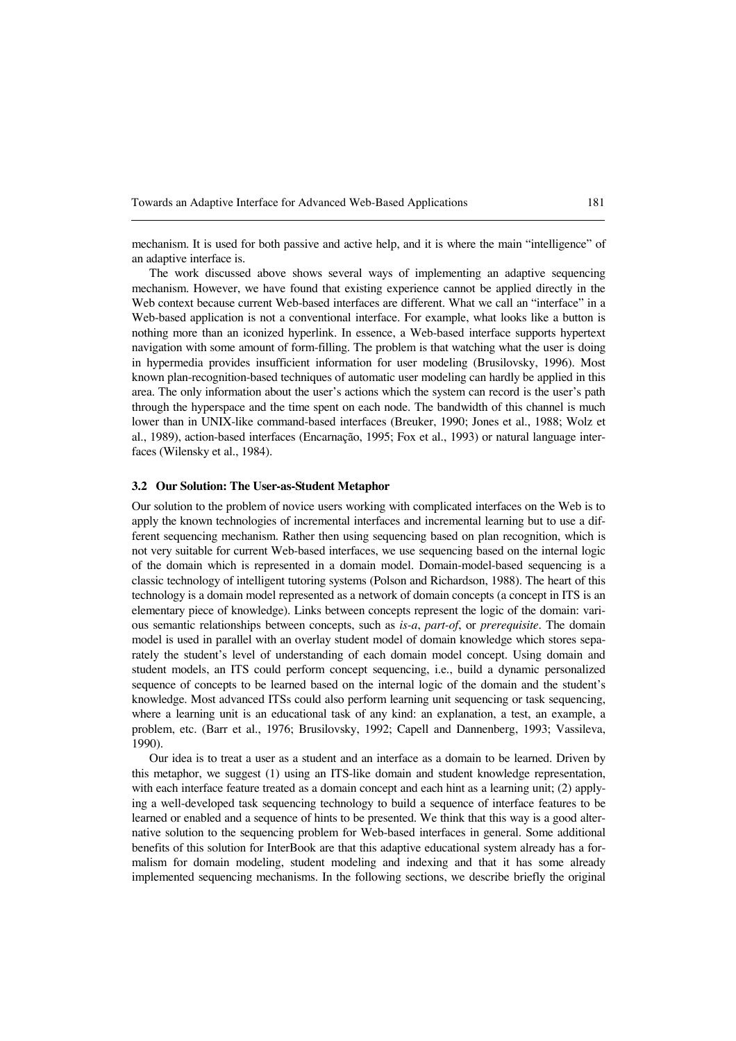mechanism. It is used for both passive and active help, and it is where the main "intelligence" of an adaptive interface is.

The work discussed above shows several ways of implementing an adaptive sequencing mechanism. However, we have found that existing experience cannot be applied directly in the Web context because current Web-based interfaces are different. What we call an "interface" in a Web-based application is not a conventional interface. For example, what looks like a button is nothing more than an iconized hyperlink. In essence, a Web-based interface supports hypertext navigation with some amount of form-filling. The problem is that watching what the user is doing in hypermedia provides insufficient information for user modeling (Brusilovsky, 1996). Most known plan-recognition-based techniques of automatic user modeling can hardly be applied in this area. The only information about the user's actions which the system can record is the user's path through the hyperspace and the time spent on each node. The bandwidth of this channel is much lower than in UNIX-like command-based interfaces (Breuker, 1990; Jones et al., 1988; Wolz et al., 1989), action-based interfaces (Encarnação, 1995; Fox et al., 1993) or natural language interfaces (Wilensky et al., 1984).

### 3.2 Our Solution: The User-as-Student Metaphor

Our solution to the problem of novice users working with complicated interfaces on the Web is to apply the known technologies of incremental interfaces and incremental learning but to use a different sequencing mechanism. Rather then using sequencing based on plan recognition, which is not very suitable for current Web-based interfaces, we use sequencing based on the internal logic of the domain which is represented in a domain model. Domain-model-based sequencing is a classic technology of intelligent tutoring systems (Polson and Richardson, 1988). The heart of this technology is a domain model represented as a network of domain concepts (a concept in ITS is an elementary piece of knowledge). Links between concepts represent the logic of the domain: various semantic relationships between concepts, such as *is-a*, *part-of*, or *prerequisite*. The domain model is used in parallel with an overlay student model of domain knowledge which stores separately the student's level of understanding of each domain model concept. Using domain and student models, an ITS could perform concept sequencing, i.e., build a dynamic personalized sequence of concepts to be learned based on the internal logic of the domain and the student's knowledge. Most advanced ITSs could also perform learning unit sequencing or task sequencing, where a learning unit is an educational task of any kind: an explanation, a test, an example, a problem, etc. (Barr et al., 1976; Brusilovsky, 1992; Capell and Dannenberg, 1993; Vassileva, 1990).

Our idea is to treat a user as a student and an interface as a domain to be learned. Driven by this metaphor, we suggest (1) using an ITS-like domain and student knowledge representation, with each interface feature treated as a domain concept and each hint as a learning unit; (2) applying a well-developed task sequencing technology to build a sequence of interface features to be learned or enabled and a sequence of hints to be presented. We think that this way is a good alternative solution to the sequencing problem for Web-based interfaces in general. Some additional benefits of this solution for InterBook are that this adaptive educational system already has a formalism for domain modeling, student modeling and indexing and that it has some already implemented sequencing mechanisms. In the following sections, we describe briefly the original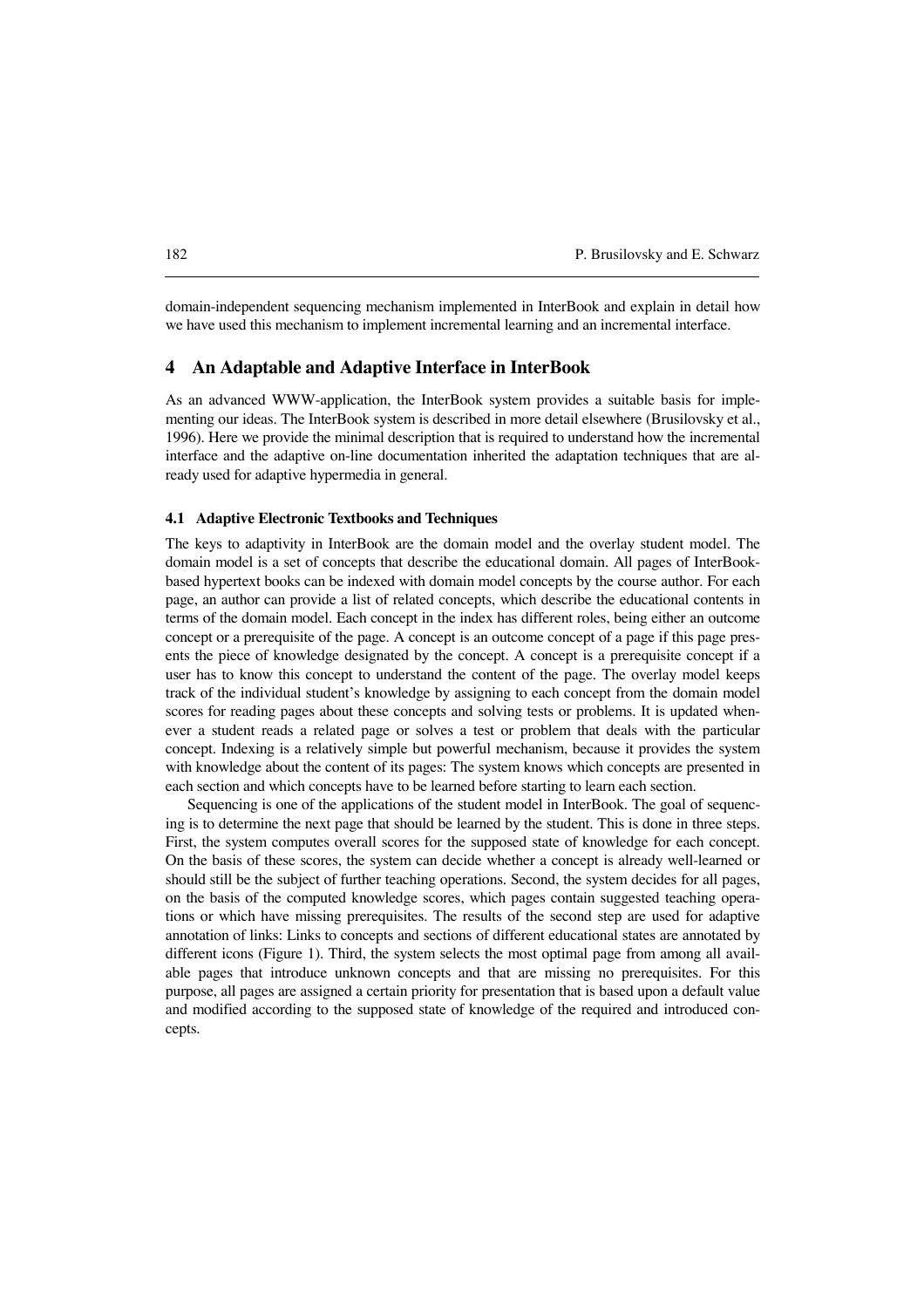domain-independent sequencing mechanism implemented in InterBook and explain in detail how we have used this mechanism to implement incremental learning and an incremental interface.

## 4 An Adaptable and Adaptive Interface in InterBook

As an advanced WWW-application, the InterBook system provides a suitable basis for implementing our ideas. The InterBook system is described in more detail elsewhere (Brusilovsky et al., 1996). Here we provide the minimal description that is required to understand how the incremental interface and the adaptive on-line documentation inherited the adaptation techniques that are already used for adaptive hypermedia in general.

### 4.1 Adaptive Electronic Textbooks and Techniques

The keys to adaptivity in InterBook are the domain model and the overlay student model. The domain model is a set of concepts that describe the educational domain. All pages of InterBook-based hypertext books can be indexed with domain model concepts by the course author. For each page, an author can provide a list of related concepts, which describe the educational contents in terms of the domain model. Each concept in the index has different roles, being either an outcome concept or a prerequisite of the page. A concept is an outcome concept of a page if this page presents the piece of knowledge designated by the concept. A concept is a prerequisite concept if a user has to know this concept to understand the content of the page. The overlay model keeps track of the individual student's knowledge by assigning to each concept from the domain model scores for reading pages about these concepts and solving tests or problems. It is updated whenever a student reads a related page or solves a test or problem that deals with the particular concept. Indexing is a relatively simple but powerful mechanism, because it provides the system with knowledge about the content of its pages: The system knows which concepts are presented in each section and which concepts have to be learned before starting to learn each section.

Sequencing is one of the applications of the student model in InterBook. The goal of sequencing is to determine the next page that should be learned by the student. This is done in three steps. First, the system computes overall scores for the supposed state of knowledge for each concept. On the basis of these scores, the system can decide whether a concept is already well-learned or should still be the subject of further teaching operations. Second, the system decides for all pages, on the basis of the computed knowledge scores, which pages contain suggested teaching operations or which have missing prerequisites. The results of the second step are used for adaptive annotation of links: Links to concepts and sections of different educational states are annotated by different icons (Figure 1). Third, the system selects the most optimal page from among all available pages that introduce unknown concepts and that are missing no prerequisites. For this purpose, all pages are assigned a certain priority for presentation that is based upon a default value and modified according to the supposed state of knowledge of the required and introduced concepts.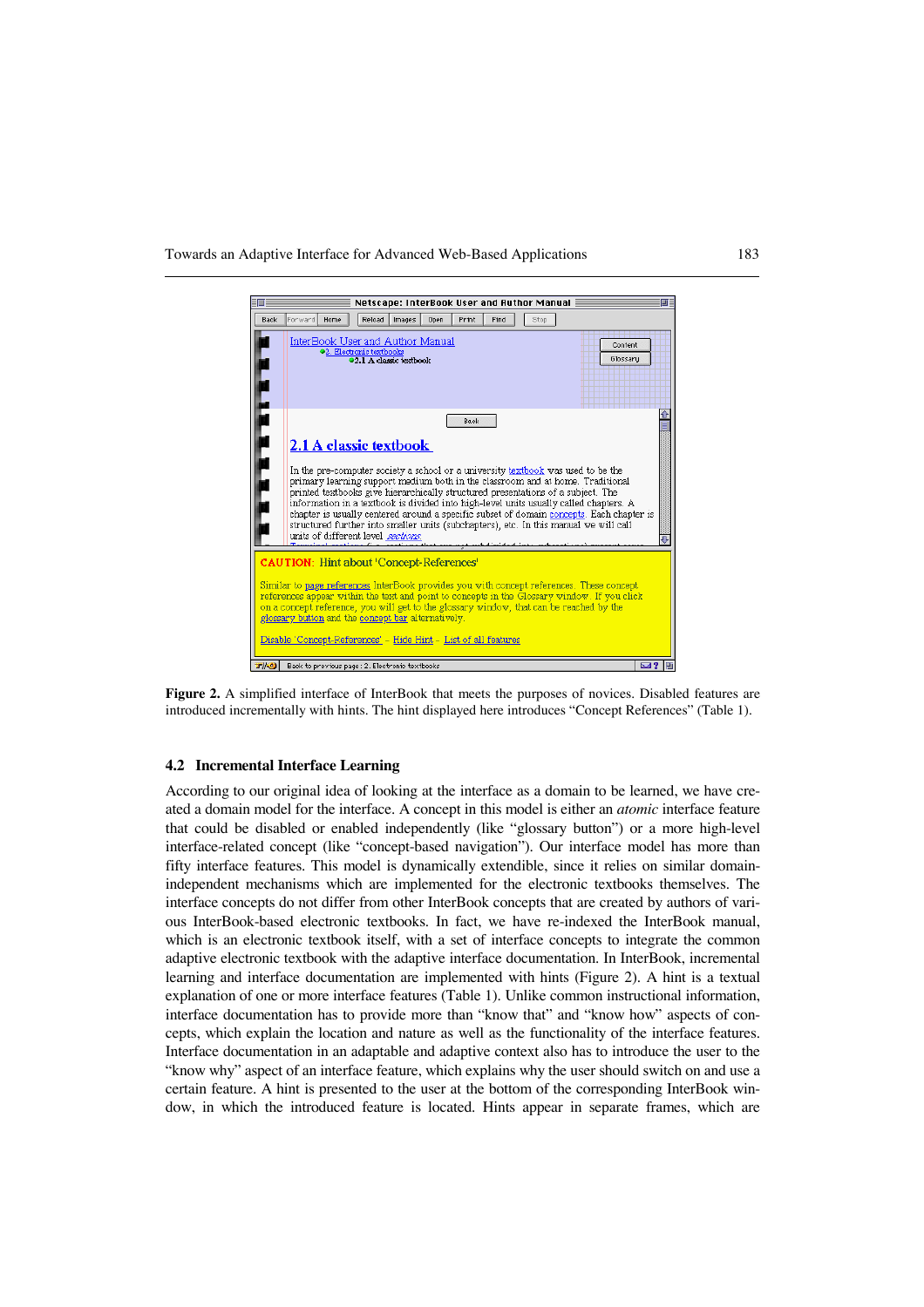**Figure 2.** A simplified interface of InterBook that meets the purposes of novices. Disabled features are introduced incrementally with hints. The hint displayed here introduces "Concept References" (Table 1).

### 4.2 Incremental Interface Learning

According to our original idea of looking at the interface as a domain to be learned, we have created a domain model for the interface. A concept in this model is either an *atomic* interface feature that could be disabled or enabled independently (like "glossary button") or a more high-level interface-related concept (like "concept-based navigation"). Our interface model has more than fifty interface features. This model is dynamically extendible, since it relies on similar domain-independent mechanisms which are implemented for the electronic textbooks themselves. The interface concepts do not differ from other InterBook concepts that are created by authors of various InterBook-based electronic textbooks. In fact, we have re-indexed the InterBook manual, which is an electronic textbook itself, with a set of interface concepts to integrate the common adaptive electronic textbook with the adaptive interface documentation. In InterBook, incremental learning and interface documentation are implemented with hints (Figure 2). A hint is a textual explanation of one or more interface features (Table 1). Unlike common instructional information, interface documentation has to provide more than "know that" and "know how" aspects of concepts, which explain the location and nature as well as the functionality of the interface features. Interface documentation in an adaptable and adaptive context also has to introduce the "know why" aspect of an interface feature, which explains why the user should switch on and use a certain feature. A hint is presented to the user at the bottom of the corresponding InterBook window, in which the introduced feature is located. Hints appear in separate frames, which are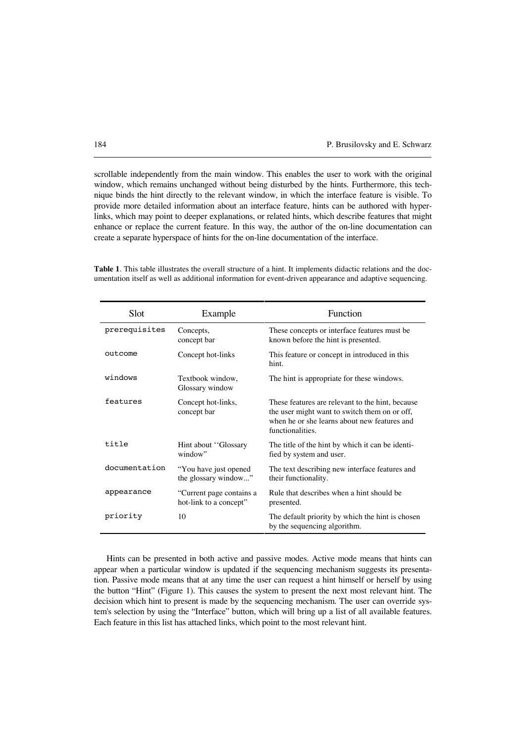scrollable independently from the main window. This enables the user to work with the original window, which remains unchanged without being disturbed by the hints. Furthermore, this technique binds the hint directly to the relevant window, in which the interface feature is visible. To provide more detailed information about an interface feature, hints can be authored with hyperlinks, which may point to deeper explanations, or related hints, which describe features that might enhance or replace the current feature. In this way, the author of the on-line documentation can create a separate hyperspace of hints for the on-line documentation of the interface.

**Table 1**. This table illustrates the overall structure of a hint. It implements didactic relations and the documentation itself as well as additional information for event-driven appearance and adaptive sequencing.

| Slot | Example | Function |
|---|---|---|
| `prerequisites` | Concepts, concept bar | These concepts or interface features must be known before the hint is presented. |
| `outcome` | Concept hot-links | This feature or concept in introduced in this hint. |
| `windows` | Textbook window, Glossary window | The hint is appropriate for these windows. |
| `features` | Concept hot-links, concept bar | These features are relevant to the hint, because the user might want to switch them on or off, when he or she learns about new features and functionalities. |
| `title` | Hint about ''Glossary window" | The title of the hint by which it can be identified by system and user. |
| `documentation` | "You have just opened the glossary window..." | The text describing new interface features and their functionality. |
| `appearance` | "Current page contains a hot-link to a concept" | Rule that describes when a hint should be presented. |
| `priority` | 10 | The default priority by which the hint is chosen by the sequencing algorithm. |

Hints can be presented in both active and passive modes. Active mode means that hints can appear when a particular window is updated if the sequencing mechanism suggests its presentation. Passive mode means that at any time the user can request a hint himself or herself by using the button "Hint" (Figure 1). This causes the system to present the next most relevant hint. The decision which hint to present is made by the sequencing mechanism. The user can override system's selection by using the "Interface" button, which will bring up a list of all available features. Each feature in this list has attached links, which point to the most relevant hint.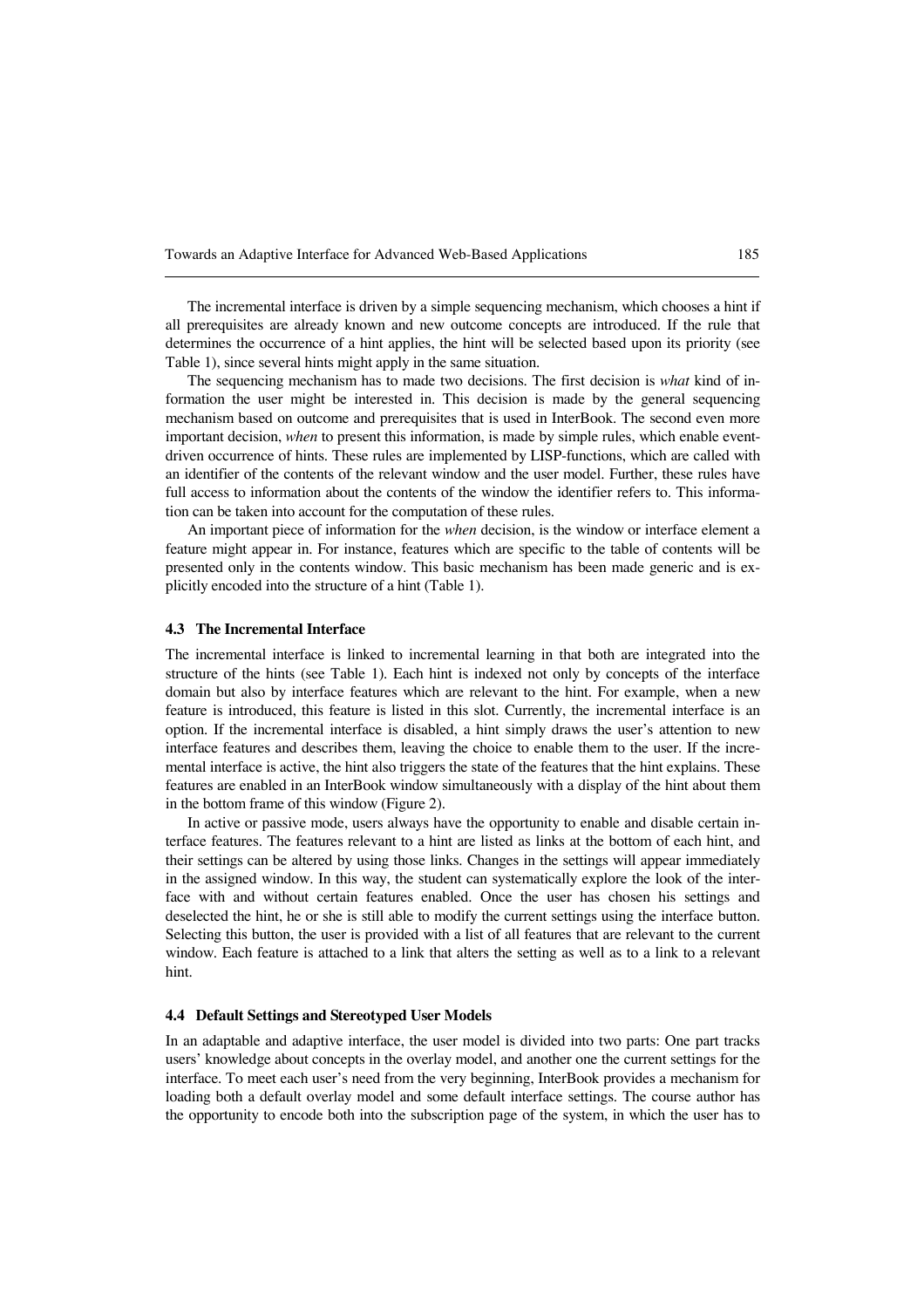The incremental interface is driven by a simple sequencing mechanism, which chooses a hint if all prerequisites are already known and new outcome concepts are introduced. If the rule that determines the occurrence of a hint applies, the hint will be selected based upon its priority (see Table 1), since several hints might apply in the same situation.

The sequencing mechanism has to made two decisions. The first decision is *what* kind of information the user might be interested in. This decision is made by the general sequencing mechanism based on outcome and prerequisites that is used in InterBook. The second even more important decision, *when* to present this information, is made by simple rules, which enable event-driven occurrence of hints. These rules are implemented by LISP-functions, which are called with an identifier of the contents of the relevant window and the user model. Further, these rules have full access to information about the contents of the window the identifier refers to. This information can be taken into account for the computation of these rules.

An important piece of information for the *when* decision, is the window or interface element a feature might appear in. For instance, features which are specific to the table of contents will be presented only in the contents window. This basic mechanism has been made generic and is explicitly encoded into the structure of a hint (Table 1).

### 4.3 The Incremental Interface

The incremental interface is linked to incremental learning in that both are integrated into the structure of the hints (see Table 1). Each hint is indexed not only by concepts of the interface domain but also by interface features which are relevant to the hint. For example, when a new feature is introduced, this feature is listed in this slot. Currently, the incremental interface is an option. If the incremental interface is disabled, a hint simply draws the user's attention to new interface features and describes them, leaving the choice to enable them to the user. If the incremental interface is active, the hint also triggers the state of the features that the hint explains. These features are enabled in an InterBook window simultaneously with a display of the hint about them in the bottom frame of this window (Figure 2).

In active or passive mode, users always have the opportunity to enable and disable certain interface features. The features relevant to a hint are listed as links at the bottom of each hint, and their settings can be altered by using those links. Changes in the settings will appear immediately in the assigned window. In this way, the student can systematically explore the look of the interface with and without certain features enabled. Once the user has chosen his settings and deselected the hint, he or she is still able to modify the current settings using the interface button. Selecting this button, the user is provided with a list of all features that are relevant to the current window. Each feature is attached to a link that alters the setting as well as to a link to a relevant hint.

### 4.4 Default Settings and Stereotyped User Models

In an adaptable and adaptive interface, the user model is divided into two parts: One part tracks users' knowledge about concepts in the overlay model, and another one the current settings for the interface. To meet each user's need from the very beginning, InterBook provides a mechanism for loading both a default overlay model and some default interface settings. The course author has the opportunity to encode both into the subscription page of the system, in which the user has to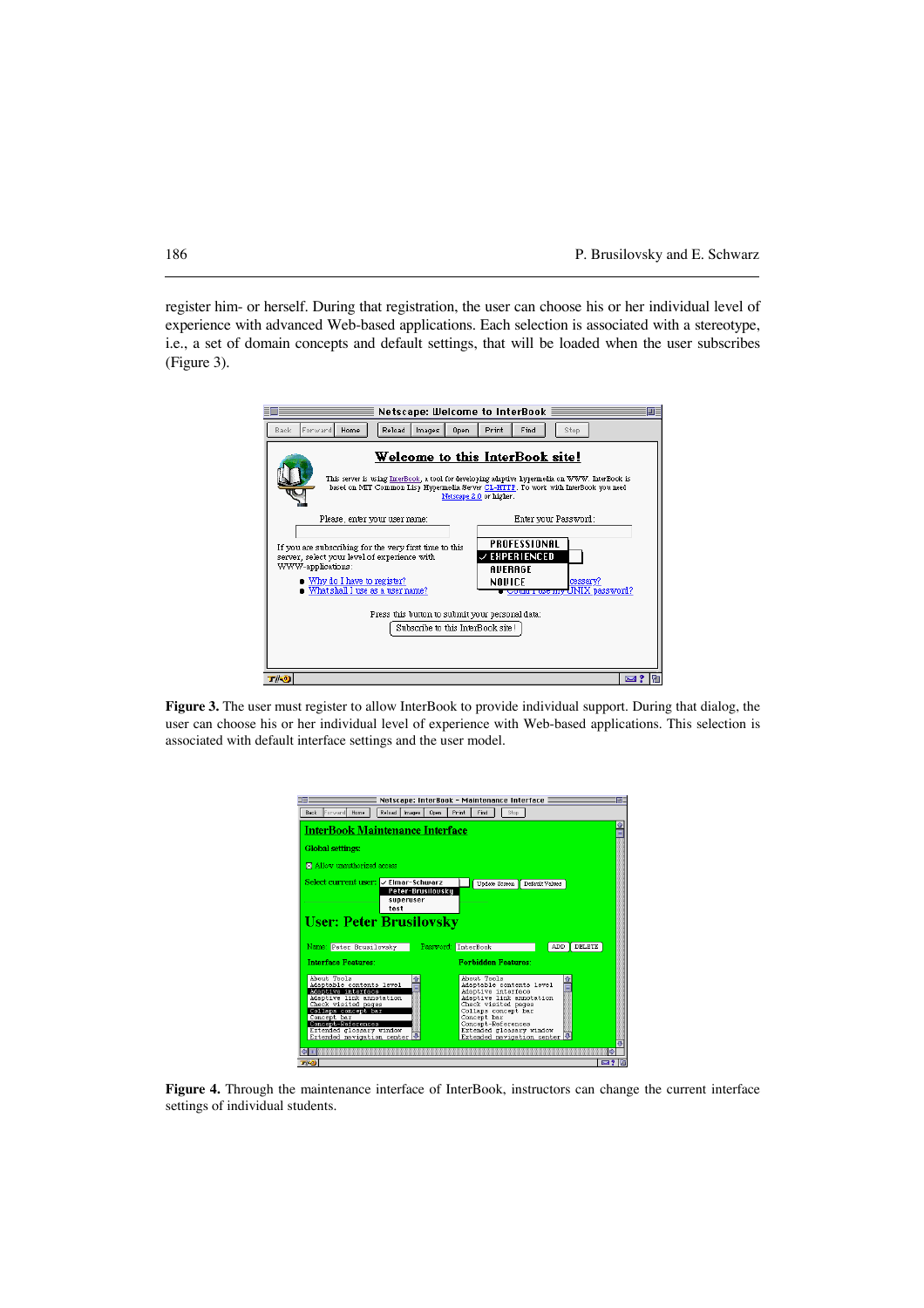register him- or herself. During that registration, the user can choose his or her individual level of experience with advanced Web-based applications. Each selection is associated with a stereotype, i.e., a set of domain concepts and default settings, that will be loaded when the user subscribes (Figure 3).

**Figure 3.** The user must register to allow InterBook to provide individual support. During that dialog, the user can choose his or her individual level of experience with Web-based applications. This selection is associated with default interface settings and the user model.

**Figure 4.** Through the maintenance interface of InterBook, instructors can change the current interface settings of individual students.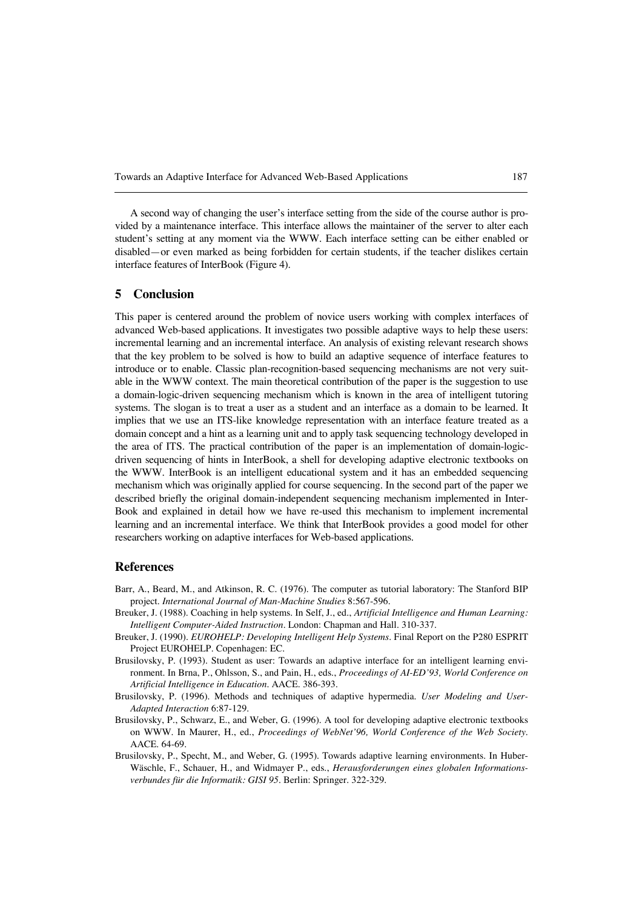A second way of changing the user's interface setting from the side of the course author is provided by a maintenance interface. This interface allows the maintainer of the server to alter each student's setting at any moment via the WWW. Each interface setting can be either enabled or disabled—or even marked as being forbidden for certain students, if the teacher dislikes certain interface features of InterBook (Figure 4).

## 5 Conclusion

This paper is centered around the problem of novice users working with complex interfaces of advanced Web-based applications. It investigates two possible adaptive ways to help these users: incremental learning and an incremental interface. An analysis of existing relevant research shows that the key problem to be solved is how to build an adaptive sequence of interface features to introduce or to enable. Classic plan-recognition-based sequencing mechanisms are not very suitable in the WWW context. The main theoretical contribution of the paper is the suggestion to use a domain-logic-driven sequencing mechanism which is known in the area of intelligent tutoring systems. The slogan is to treat a user as a student and an interface as a domain to be learned. It implies that we use an ITS-like knowledge representation with an interface feature treated as a domain concept and a hint as a learning unit and to apply task sequencing technology developed in the area of ITS. The practical contribution of the paper is an implementation of domain-logic-driven sequencing of hints in InterBook, a shell for developing adaptive electronic textbooks on the WWW. InterBook is an intelligent educational system and it has an embedded sequencing mechanism which was originally applied for course sequencing. In the second part of the paper we described briefly the original domain-independent sequencing mechanism implemented in InterBook and explained in detail how we have re-used this mechanism to implement incremental learning and an incremental interface. We think that InterBook provides a good model for other researchers working on adaptive interfaces for Web-based applications.

## References

Barr, A., Beard, M., and Atkinson, R. C. (1976). The computer as tutorial laboratory: The Stanford BIP project. *International Journal of Man-Machine Studies* 8:567-596.

Breuker, J. (1988). Coaching in help systems. In Self, J., ed., *Artificial Intelligence and Human Learning: Intelligent Computer-Aided Instruction*. London: Chapman and Hall. 310-337.

Breuker, J. (1990). *EUROHELP: Developing Intelligent Help Systems*. Final Report on the P280 ESPRIT Project EUROHELP. Copenhagen: EC.

Brusilovsky, P. (1993). Student as user: Towards an adaptive interface for an intelligent learning environment. In Brna, P., Ohlsson, S., and Pain, H., eds., *Proceedings of AI-ED'93, World Conference on Artificial Intelligence in Education*. AACE. 386-393.

Brusilovsky, P. (1996). Methods and techniques of adaptive hypermedia. *User Modeling and User-Adapted Interaction* 6:87-129.

Brusilovsky, P., Schwarz, E., and Weber, G. (1996). A tool for developing adaptive electronic textbooks on WWW. In Maurer, H., ed., *Proceedings of WebNet'96, World Conference of the Web Society*. AACE. 64-69.

Brusilovsky, P., Specht, M., and Weber, G. (1995). Towards adaptive learning environments. In Huber-Wäschle, F., Schauer, H., and Widmayer P., eds., *Herausforderungen eines globalen Informationsverbundes für die Informatik: GISI 95*. Berlin: Springer. 322-329.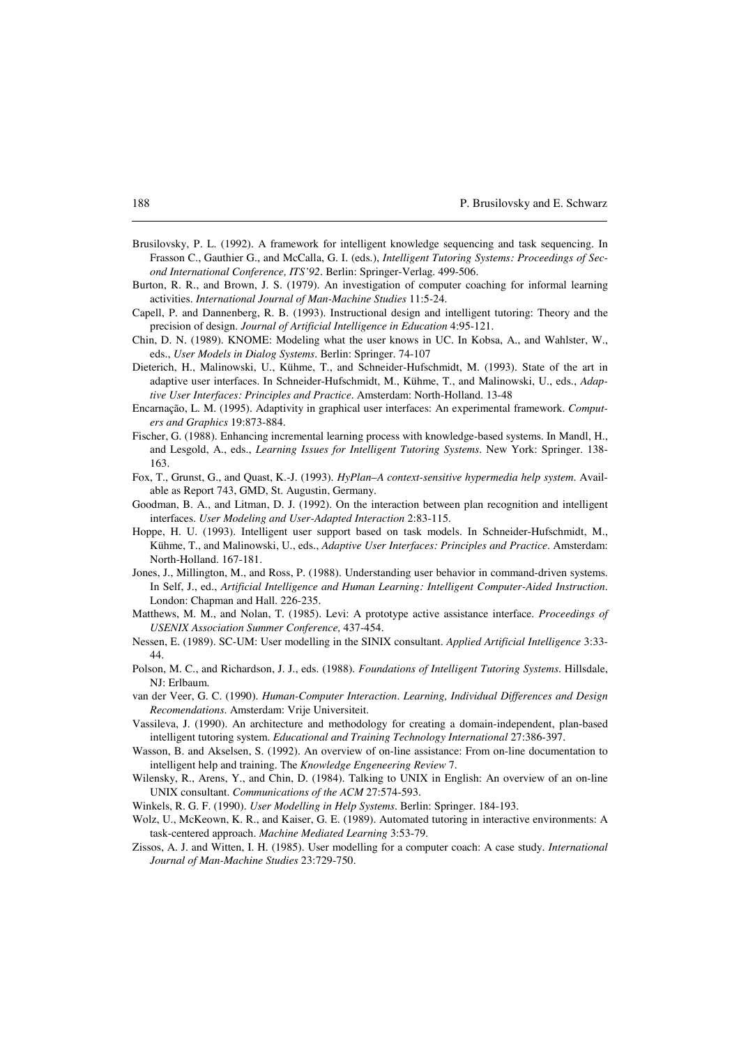Brusilovsky, P. L. (1992). A framework for intelligent knowledge sequencing and task sequencing. In Frasson C., Gauthier G., and McCalla, G. I. (eds.), *Intelligent Tutoring Systems: Proceedings of Second International Conference, ITS'92*. Berlin: Springer-Verlag. 499-506.

Burton, R. R., and Brown, J. S. (1979). An investigation of computer coaching for informal learning activities. *International Journal of Man-Machine Studies* 11:5-24.

Capell, P. and Dannenberg, R. B. (1993). Instructional design and intelligent tutoring: Theory and the precision of design. *Journal of Artificial Intelligence in Education* 4:95-121.

Chin, D. N. (1989). KNOME: Modeling what the user knows in UC. In Kobsa, A., and Wahlster, W., eds., *User Models in Dialog Systems*. Berlin: Springer. 74-107

Dieterich, H., Malinowski, U., Kühme, T., and Schneider-Hufschmidt, M. (1993). State of the art in adaptive user interfaces. In Schneider-Hufschmidt, M., Kühme, T., and Malinowski, U., eds., *Adaptive User Interfaces: Principles and Practice*. Amsterdam: North-Holland. 13-48

Encarnação, L. M. (1995). Adaptivity in graphical user interfaces: An experimental framework. *Computers and Graphics* 19:873-884.

Fischer, G. (1988). Enhancing incremental learning process with knowledge-based systems. In Mandl, H., and Lesgold, A., eds., *Learning Issues for Intelligent Tutoring Systems*. New York: Springer. 138-163.

Fox, T., Grunst, G., and Quast, K.-J. (1993). *HyPlan–A context-sensitive hypermedia help system*. Available as Report 743, GMD, St. Augustin, Germany.

Goodman, B. A., and Litman, D. J. (1992). On the interaction between plan recognition and intelligent interfaces. *User Modeling and User-Adapted Interaction* 2:83-115.

Hoppe, H. U. (1993). Intelligent user support based on task models. In Schneider-Hufschmidt, M., Kühme, T., and Malinowski, U., eds., *Adaptive User Interfaces: Principles and Practice*. Amsterdam: North-Holland. 167-181.

Jones, J., Millington, M., and Ross, P. (1988). Understanding user behavior in command-driven systems. In Self, J., ed., *Artificial Intelligence and Human Learning: Intelligent Computer-Aided Instruction*. London: Chapman and Hall. 226-235.

Matthews, M. M., and Nolan, T. (1985). Levi: A prototype active assistance interface. *Proceedings of USENIX Association Summer Conference,* 437-454.

Nessen, E. (1989). SC-UM: User modelling in the SINIX consultant. *Applied Artificial Intelligence* 3:33-44.

Polson, M. C., and Richardson, J. J., eds. (1988). *Foundations of Intelligent Tutoring Systems*. Hillsdale, NJ: Erlbaum.

van der Veer, G. C. (1990). *Human-Computer Interaction. Learning, Individual Differences and Design Recomendations*. Amsterdam: Vrije Universiteit.

Vassileva, J. (1990). An architecture and methodology for creating a domain-independent, plan-based intelligent tutoring system. *Educational and Training Technology International* 27:386-397.

Wasson, B. and Akselsen, S. (1992). An overview of on-line assistance: From on-line documentation to intelligent help and training. The *Knowledge Engeneering Review* 7.

Wilensky, R., Arens, Y., and Chin, D. (1984). Talking to UNIX in English: An overview of an on-line UNIX consultant. *Communications of the ACM* 27:574-593.

Winkels, R. G. F. (1990). *User Modelling in Help Systems*. Berlin: Springer. 184-193.

Wolz, U., McKeown, K. R., and Kaiser, G. E. (1989). Automated tutoring in interactive environments: A task-centered approach. *Machine Mediated Learning* 3:53-79.

Zissos, A. J. and Witten, I. H. (1985). User modelling for a computer coach: A case study. *International Journal of Man-Machine Studies* 23:729-750.